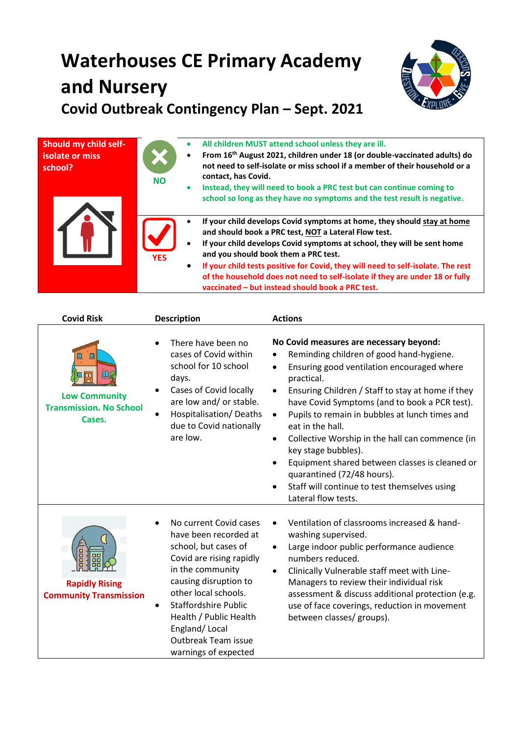# Waterhouses CE Primary Academy and Nursery

## Covid Outbreak Contingency Plan – Sept. 2021

| Should my child self-isolate or miss school? | | |
|---|---|---|
| | NO | • All children MUST attend school unless they are ill.<br>• From 16th August 2021, children under 18 (or double-vaccinated adults) do not need to self-isolate or miss school if a member of their household or a contact, has Covid.<br>• Instead, they will need to book a PRC test but can continue coming to school so long as they have no symptoms and the test result is negative. |
| | YES | • If your child develops Covid symptoms at home, they should stay at home and should book a PRC test, NOT a Lateral Flow test.<br>• If your child develops Covid symptoms at school, they will be sent home and you should book them a PRC test.<br>• If your child tests positive for Covid, they will need to self-isolate. The rest of the household does not need to self-isolate if they are under 18 or fully vaccinated – but instead should book a PRC test. |

| Covid Risk | Description | Actions |
|---|---|---|
| Low Community Transmission. No School Cases. | • There have been no cases of Covid within school for 10 school days.<br>• Cases of Covid locally are low and/ or stable.<br>• Hospitalisation/ Deaths due to Covid nationally are low. | **No Covid measures are necessary beyond:**<br>• Reminding children of good hand-hygiene.<br>• Ensuring good ventilation encouraged where practical.<br>• Ensuring Children / Staff to stay at home if they have Covid Symptoms (and to book a PCR test).<br>• Pupils to remain in bubbles at lunch times and eat in the hall.<br>• Collective Worship in the hall can commence (in key stage bubbles).<br>• Equipment shared between classes is cleaned or quarantined (72/48 hours).<br>• Staff will continue to test themselves using Lateral flow tests. |
| Rapidly Rising Community Transmission | • No current Covid cases have been recorded at school, but cases of Covid are rising rapidly in the community causing disruption to other local schools.<br>• Staffordshire Public Health / Public Health England/ Local Outbreak Team issue warnings of expected | • Ventilation of classrooms increased & hand-washing supervised.<br>• Large indoor public performance audience numbers reduced.<br>• Clinically Vulnerable staff meet with Line-Managers to review their individual risk assessment & discuss additional protection (e.g. use of face coverings, reduction in movement between classes/ groups). |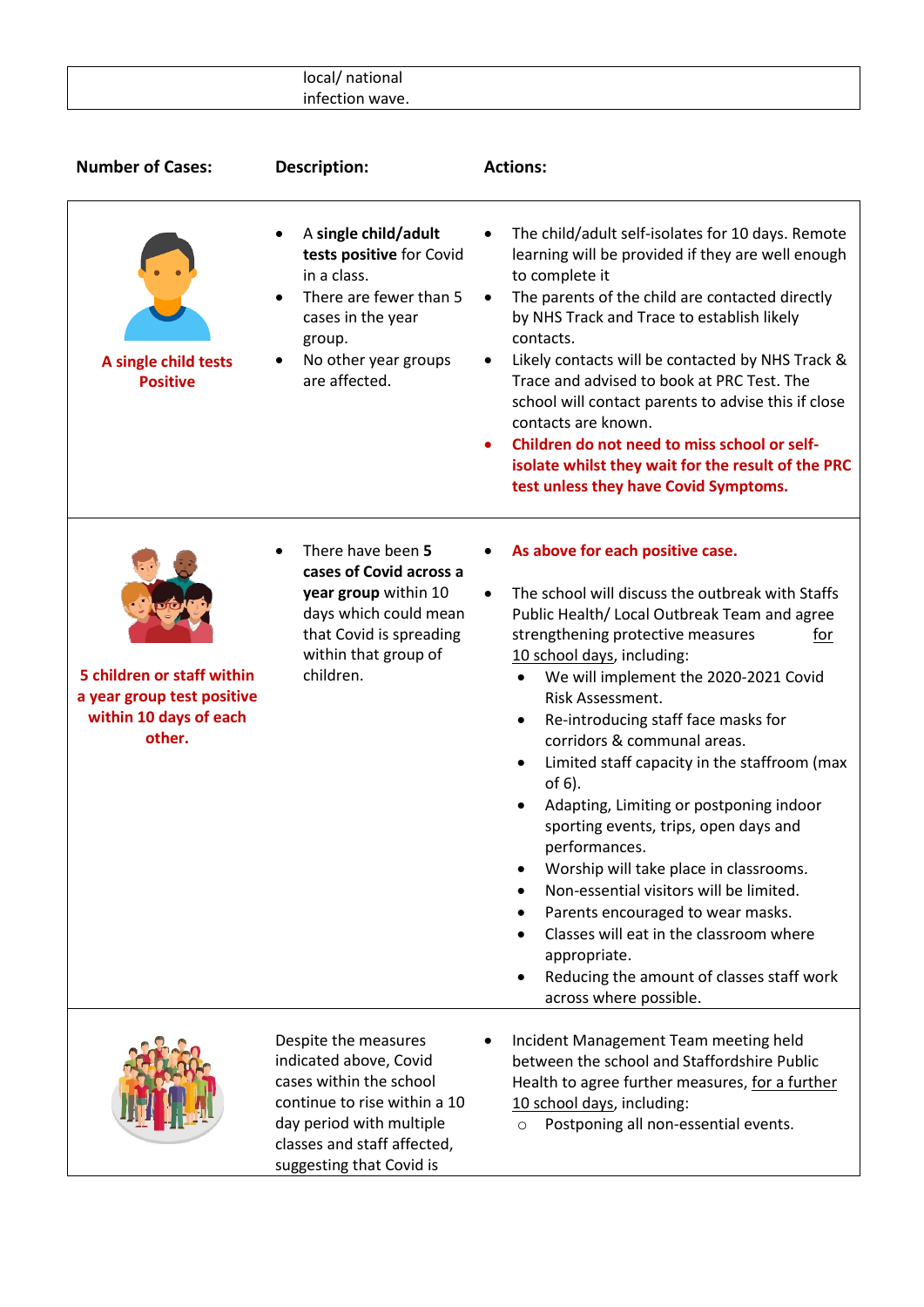| | local/ national infection wave. | |
|---|---|---|

| Number of Cases: | Description: | Actions: |
|---|---|---|
| **A single child tests Positive** | • A **single child/adult tests positive** for Covid in a class.<br>• There are fewer than 5 cases in the year group.<br>• No other year groups are affected. | • The child/adult self-isolates for 10 days. Remote learning will be provided if they are well enough to complete it<br>• The parents of the child are contacted directly by NHS Track and Trace to establish likely contacts.<br>• Likely contacts will be contacted by NHS Track & Trace and advised to book at PRC Test. The school will contact parents to advise this if close contacts are known.<br>• **Children do not need to miss school or self-isolate whilst they wait for the result of the PRC test unless they have Covid Symptoms.** |
| **5 children or staff within a year group test positive within 10 days of each other.** | • There have been **5 cases of Covid across a year group** within 10 days which could mean that Covid is spreading within that group of children. | • **As above for each positive case.**<br>• The school will discuss the outbreak with Staffs Public Health/ Local Outbreak Team and agree strengthening protective measures for 10 school days, including:<br>  • We will implement the 2020-2021 Covid Risk Assessment.<br>  • Re-introducing staff face masks for corridors & communal areas.<br>  • Limited staff capacity in the staffroom (max of 6).<br>  • Adapting, Limiting or postponing indoor sporting events, trips, open days and performances.<br>  • Worship will take place in classrooms.<br>  • Non-essential visitors will be limited.<br>  • Parents encouraged to wear masks.<br>  • Classes will eat in the classroom where appropriate.<br>  • Reducing the amount of classes staff work across where possible. |
| | Despite the measures indicated above, Covid cases within the school continue to rise within a 10 day period with multiple classes and staff affected, suggesting that Covid is | • Incident Management Team meeting held between the school and Staffordshire Public Health to agree further measures, for a further 10 school days, including:<br>  ○ Postponing all non-essential events. |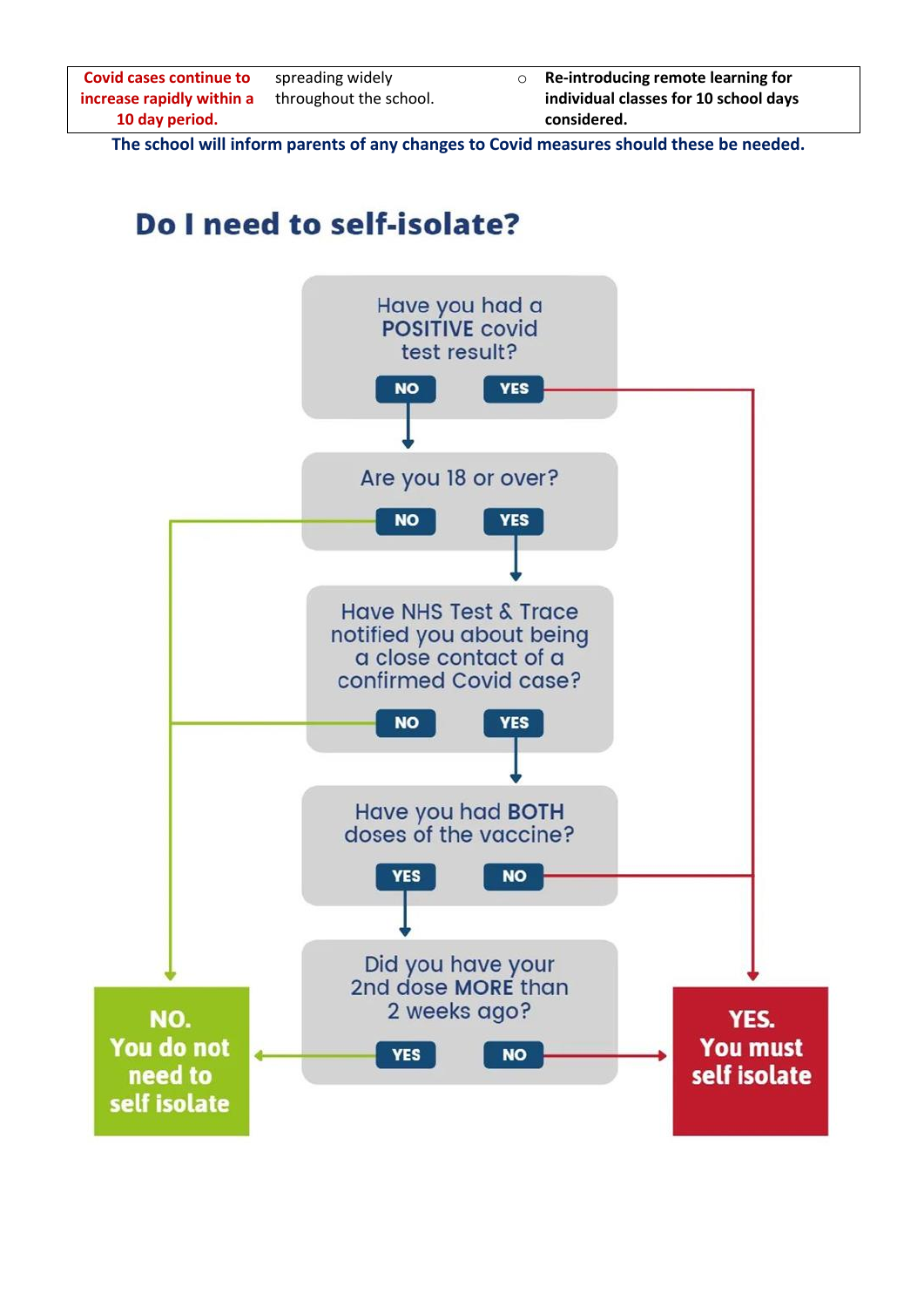| | | |
|---|---|---|
| **Covid cases continue to increase rapidly within a 10 day period.** | spreading widely throughout the school. | ○ **Re-introducing remote learning for individual classes for 10 school days considered.** |

**The school will inform parents of any changes to Covid measures should these be needed.**

## Do I need to self-isolate?

Have you had a **POSITIVE** covid test result?

NO

YES

Are you 18 or over?

NO

YES

Have NHS Test & Trace notified you about being a close contact of a confirmed Covid case?

NO

YES

Have you had **BOTH** doses of the vaccine?

YES

NO

Did you have your 2nd dose **MORE** than 2 weeks ago?

YES

NO

**NO. You do not need to self isolate**

**YES. You must self isolate**